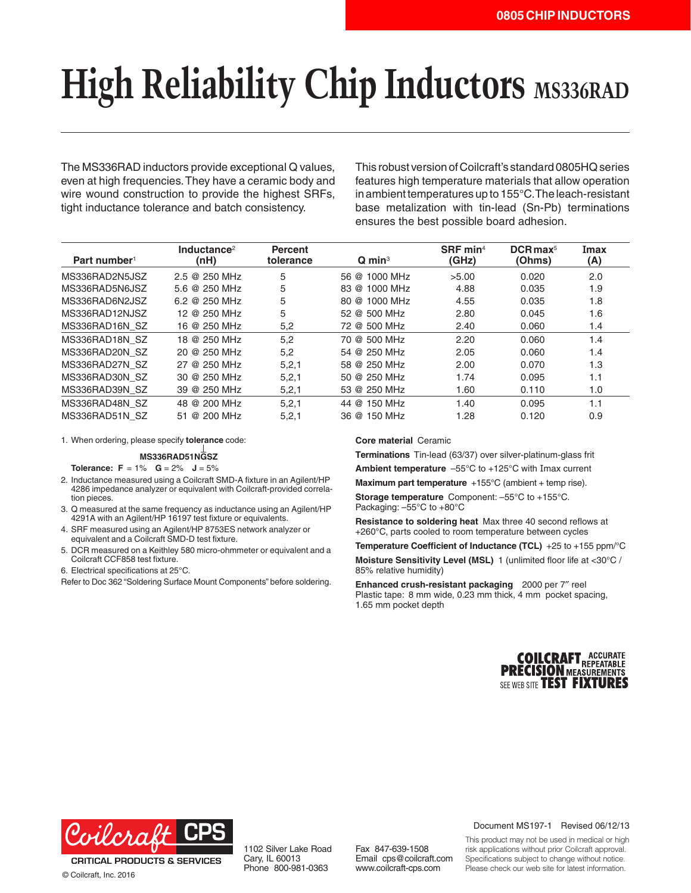0805 CHIP INDUCTORS

# High Reliability Chip Inductors MS336RAD

The MS336RAD inductors provide exceptional Q values, even at high frequencies. They have a ceramic body and wire wound construction to provide the highest SRFs, tight inductance tolerance and batch consistency.

This robust version of Coilcraft's standard 0805HQ series features high temperature materials that allow operation in ambient temperatures up to 155°C. The leach-resistant base metalization with tin-lead (Sn-Pb) terminations ensures the best possible board adhesion.

| Part number[1] | Inductance[2] (nH) | Percent tolerance | Q min[3] | SRF min[4] (GHz) | DCR max[5] (Ohms) | Imax (A) |
|---|---|---|---|---|---|---|
| MS336RAD2N5JSZ | 2.5 @ 250 MHz | 5 | 56 @ 1000 MHz | >5.00 | 0.020 | 2.0 |
| MS336RAD5N6JSZ | 5.6 @ 250 MHz | 5 | 83 @ 1000 MHz | 4.88 | 0.035 | 1.9 |
| MS336RAD6N2JSZ | 6.2 @ 250 MHz | 5 | 80 @ 1000 MHz | 4.55 | 0.035 | 1.8 |
| MS336RAD12NJSZ | 12 @ 250 MHz | 5 | 52 @ 500 MHz | 2.80 | 0.045 | 1.6 |
| MS336RAD16N_SZ | 16 @ 250 MHz | 5,2 | 72 @ 500 MHz | 2.40 | 0.060 | 1.4 |
| MS336RAD18N_SZ | 18 @ 250 MHz | 5,2 | 70 @ 500 MHz | 2.20 | 0.060 | 1.4 |
| MS336RAD20N_SZ | 20 @ 250 MHz | 5,2 | 54 @ 250 MHz | 2.05 | 0.060 | 1.4 |
| MS336RAD27N_SZ | 27 @ 250 MHz | 5,2,1 | 58 @ 250 MHz | 2.00 | 0.070 | 1.3 |
| MS336RAD30N_SZ | 30 @ 250 MHz | 5,2,1 | 50 @ 250 MHz | 1.74 | 0.095 | 1.1 |
| MS336RAD39N_SZ | 39 @ 250 MHz | 5,2,1 | 53 @ 250 MHz | 1.60 | 0.110 | 1.0 |
| MS336RAD48N_SZ | 48 @ 200 MHz | 5,2,1 | 44 @ 150 MHz | 1.40 | 0.095 | 1.1 |
| MS336RAD51N_SZ | 51 @ 200 MHz | 5,2,1 | 36 @ 150 MHz | 1.28 | 0.120 | 0.9 |

1. When ordering, please specify **tolerance** code:

   **MS336RAD51NGSZ**

   **Tolerance: F** = 1% **G** = 2% **J** = 5%
2. Inductance measured using a Coilcraft SMD-A fixture in an Agilent/HP 4286 impedance analyzer or equivalent with Coilcraft-provided correlation pieces.
3. Q measured at the same frequency as inductance using an Agilent/HP 4291A with an Agilent/HP 16197 test fixture or equivalents.
4. SRF measured using an Agilent/HP 8753ES network analyzer or equivalent and a Coilcraft SMD-D test fixture.
5. DCR measured on a Keithley 580 micro-ohmmeter or equivalent and a Coilcraft CCF858 test fixture.
6. Electrical specifications at 25°C.

Refer to Doc 362 "Soldering Surface Mount Components" before soldering.

**Core material** Ceramic

**Terminations** Tin-lead (63/37) over silver-platinum-glass frit

**Ambient temperature** –55°C to +125°C with Imax current

**Maximum part temperature** +155°C (ambient + temp rise).

**Storage temperature** Component: –55°C to +155°C. Packaging: –55°C to +80°C

**Resistance to soldering heat** Max three 40 second reflows at +260°C, parts cooled to room temperature between cycles

**Temperature Coefficient of Inductance (TCL)** +25 to +155 ppm/°C

**Moisture Sensitivity Level (MSL)** 1 (unlimited floor life at <30°C / 85% relative humidity)

**Enhanced crush-resistant packaging** 2000 per 7″ reel
Plastic tape: 8 mm wide, 0.23 mm thick, 4 mm pocket spacing, 1.65 mm pocket depth

COILCRAFT PRECISION TEST FIXTURES — ACCURATE REPEATABLE MEASUREMENTS — SEE WEB SITE

Coilcraft CPS — CRITICAL PRODUCTS & SERVICES

© Coilcraft, Inc. 2016

1102 Silver Lake Road
Cary, IL 60013
Phone 800-981-0363

Fax 847-639-1508
Email cps@coilcraft.com
www.coilcraft-cps.com

Document MS197-1 Revised 06/12/13

This product may not be used in medical or high risk applications without prior Coilcraft approval. Specifications subject to change without notice. Please check our web site for latest information.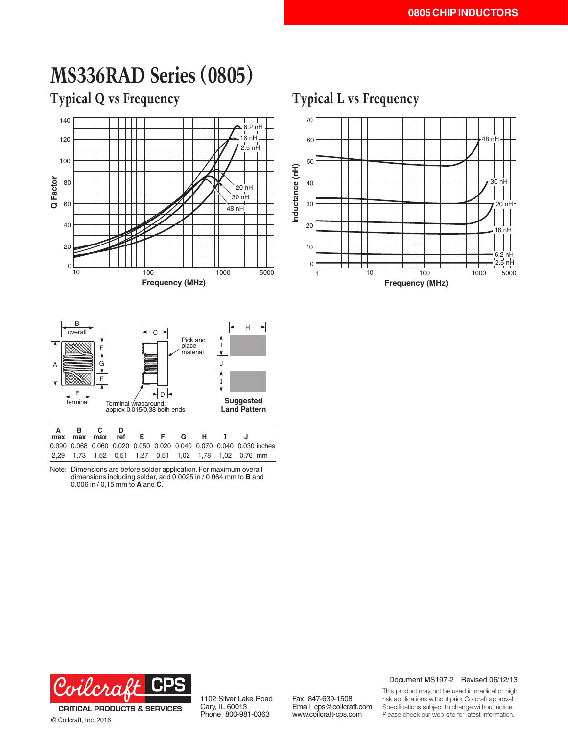# MS336RAD Series (0805)

## Typical Q vs Frequency

140
120
100
80
60
40
20
0

Q Factor

10
100
1000
5000

Frequency (MHz)

6.2 nH
16 nH
2.5 nH
20 nH
30 nH
48 nH

## Typical L vs Frequency

70
60
50
40
30
20
10
0

Inductance (nH)

1
10
100
1000
5000

Frequency (MHz)

48 nH
30 nH
20 nH
16 nH
6.2 nH
2.5 nH

B overall

A

E terminal

F
G
F

C

Pick and place material

D

Terminal wraparound: approx 0.015/0,38 both ends

H
I
J
I

**Suggested Land Pattern**

| A max | B max | C max | D ref | E | F | G | H | I | J | |
|---|---|---|---|---|---|---|---|---|---|---|
| 0.090 | 0.068 | 0.060 | 0.020 | 0.050 | 0.020 | 0.040 | 0.070 | 0.040 | 0.030 | inches |
| 2,29 | 1,73 | 1,52 | 0,51 | 1,27 | 0,51 | 1,02 | 1,78 | 1,02 | 0,76 | mm |

Note: Dimensions are before solder application. For maximum overall dimensions including solder, add 0.0025 in / 0,064 mm to **B** and 0.006 in / 0,15 mm to **A** and **C**.

Coilcraft CPS
CRITICAL PRODUCTS & SERVICES

© Coilcraft, Inc. 2016

1102 Silver Lake Road
Cary, IL 60013
Phone 800-981-0363

Fax 847-639-1508
Email cps@coilcraft.com
www.coilcraft-cps.com

Document MS197-2 Revised 06/12/13

This product may not be used in medical or high risk applications without prior Coilcraft approval. Specifications subject to change without notice. Please check our web site for latest information.